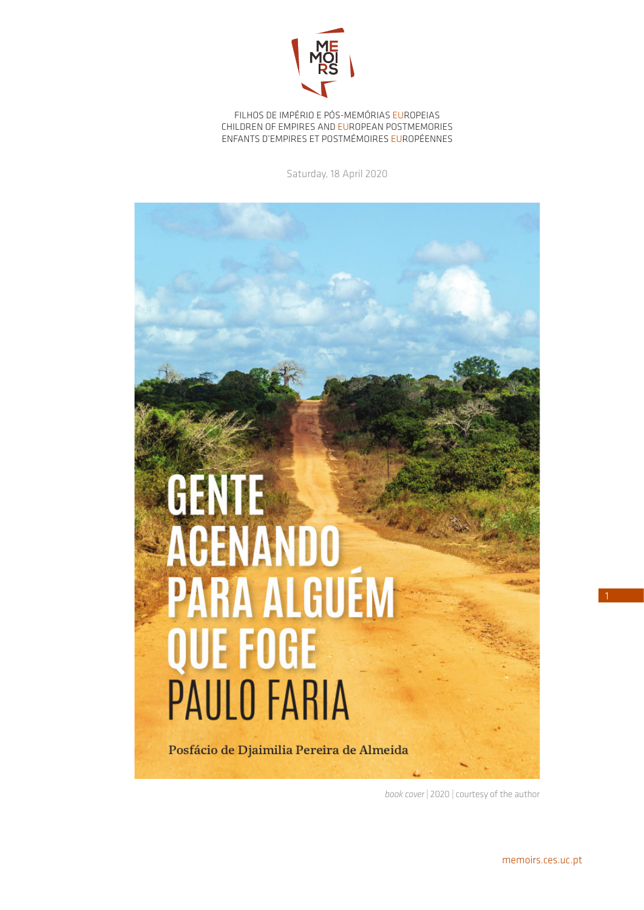FILHOS DE IMPÉRIO E PÓS-MEMÓRIAS EUROPEIAS
CHILDREN OF EMPIRES AND EUROPEAN POSTMEMORIES
ENFANTS D'EMPIRES ET POSTMÉMOIRES EUROPÉENNES

Saturday, 18 April 2020

GENTE ACENANDO PARA ALGUÉM QUE FOGE
PAULO FARIA

Posfácio de Djaimilia Pereira de Almeida

*book cover* | 2020 | courtesy of the author

memoirs.ces.uc.pt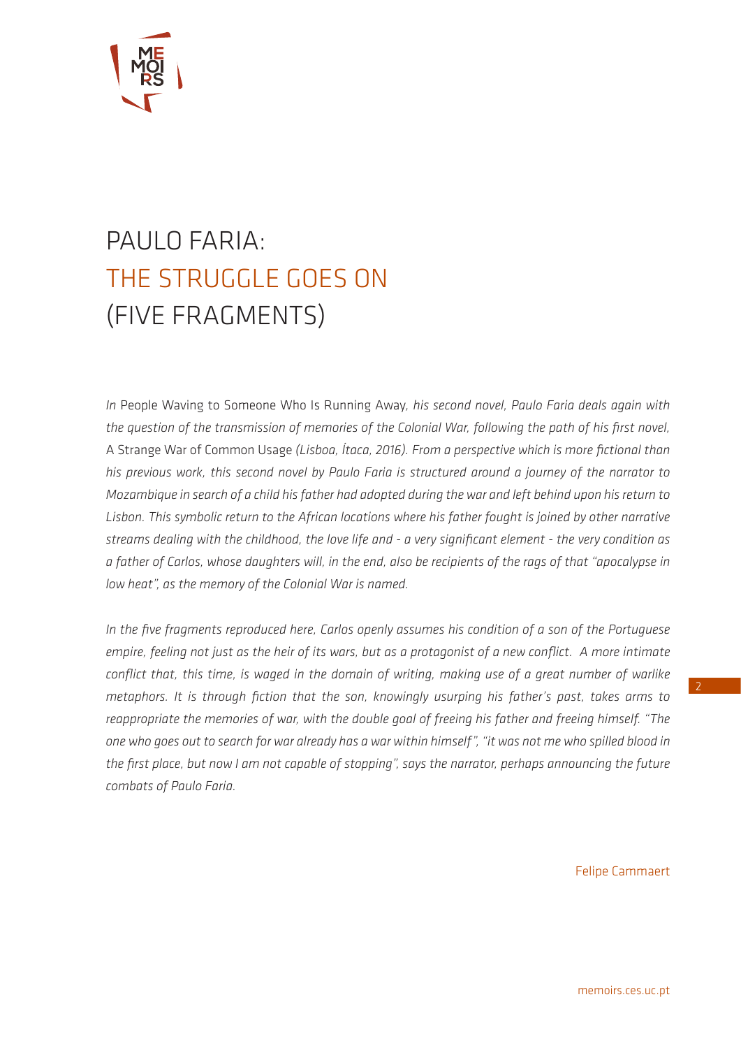# PAULO FARIA: THE STRUGGLE GOES ON (FIVE FRAGMENTS)

*In* People Waving to Someone Who Is Running Away*, his second novel, Paulo Faria deals again with the question of the transmission of memories of the Colonial War, following the path of his first novel,* A Strange War of Common Usage *(Lisboa, Ítaca, 2016). From a perspective which is more fictional than his previous work, this second novel by Paulo Faria is structured around a journey of the narrator to Mozambique in search of a child his father had adopted during the war and left behind upon his return to Lisbon. This symbolic return to the African locations where his father fought is joined by other narrative streams dealing with the childhood, the love life and - a very significant element - the very condition as a father of Carlos, whose daughters will, in the end, also be recipients of the rags of that "apocalypse in low heat", as the memory of the Colonial War is named.*

*In the five fragments reproduced here, Carlos openly assumes his condition of a son of the Portuguese empire, feeling not just as the heir of its wars, but as a protagonist of a new conflict. A more intimate conflict that, this time, is waged in the domain of writing, making use of a great number of warlike metaphors. It is through fiction that the son, knowingly usurping his father's past, takes arms to reappropriate the memories of war, with the double goal of freeing his father and freeing himself. "The one who goes out to search for war already has a war within himself", "it was not me who spilled blood in the first place, but now I am not capable of stopping", says the narrator, perhaps announcing the future combats of Paulo Faria.*

Felipe Cammaert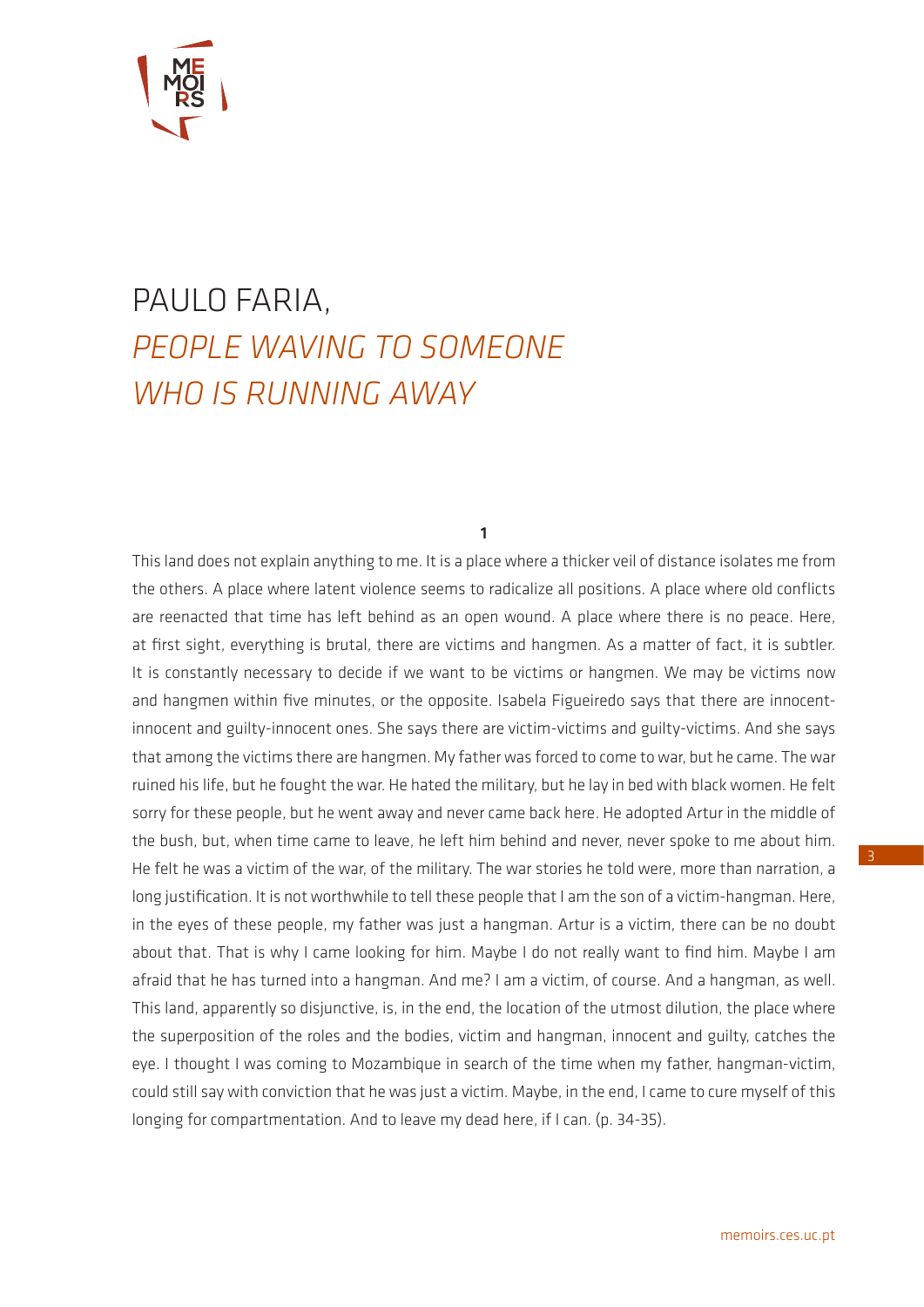# PAULO FARIA, *PEOPLE WAVING TO SOMEONE WHO IS RUNNING AWAY*

**1**

This land does not explain anything to me. It is a place where a thicker veil of distance isolates me from the others. A place where latent violence seems to radicalize all positions. A place where old conflicts are reenacted that time has left behind as an open wound. A place where there is no peace. Here, at first sight, everything is brutal, there are victims and hangmen. As a matter of fact, it is subtler. It is constantly necessary to decide if we want to be victims or hangmen. We may be victims now and hangmen within five minutes, or the opposite. Isabela Figueiredo says that there are innocent-innocent and guilty-innocent ones. She says there are victim-victims and guilty-victims. And she says that among the victims there are hangmen. My father was forced to come to war, but he came. The war ruined his life, but he fought the war. He hated the military, but he lay in bed with black women. He felt sorry for these people, but he went away and never came back here. He adopted Artur in the middle of the bush, but, when time came to leave, he left him behind and never, never spoke to me about him. He felt he was a victim of the war, of the military. The war stories he told were, more than narration, a long justification. It is not worthwhile to tell these people that I am the son of a victim-hangman. Here, in the eyes of these people, my father was just a hangman. Artur is a victim, there can be no doubt about that. That is why I came looking for him. Maybe I do not really want to find him. Maybe I am afraid that he has turned into a hangman. And me? I am a victim, of course. And a hangman, as well. This land, apparently so disjunctive, is, in the end, the location of the utmost dilution, the place where the superposition of the roles and the bodies, victim and hangman, innocent and guilty, catches the eye. I thought I was coming to Mozambique in search of the time when my father, hangman-victim, could still say with conviction that he was just a victim. Maybe, in the end, I came to cure myself of this longing for compartmentation. And to leave my dead here, if I can. (p. 34-35).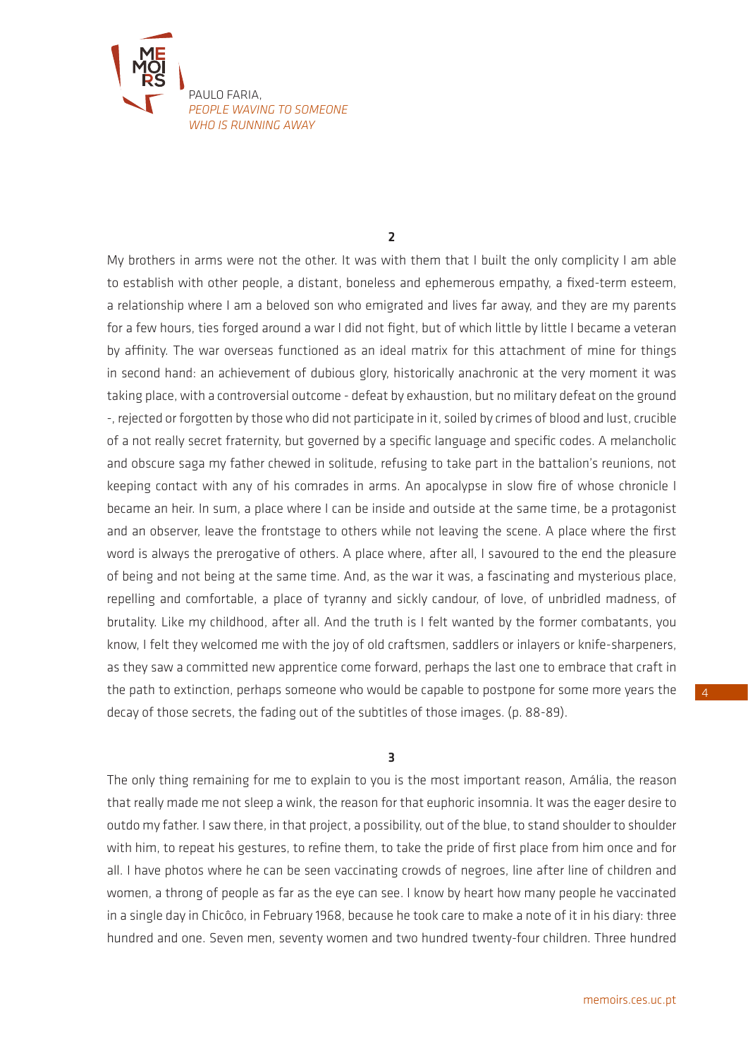**2**

My brothers in arms were not the other. It was with them that I built the only complicity I am able to establish with other people, a distant, boneless and ephemerous empathy, a fixed-term esteem, a relationship where I am a beloved son who emigrated and lives far away, and they are my parents for a few hours, ties forged around a war I did not fight, but of which little by little I became a veteran by affinity. The war overseas functioned as an ideal matrix for this attachment of mine for things in second hand: an achievement of dubious glory, historically anachronic at the very moment it was taking place, with a controversial outcome - defeat by exhaustion, but no military defeat on the ground -, rejected or forgotten by those who did not participate in it, soiled by crimes of blood and lust, crucible of a not really secret fraternity, but governed by a specific language and specific codes. A melancholic and obscure saga my father chewed in solitude, refusing to take part in the battalion's reunions, not keeping contact with any of his comrades in arms. An apocalypse in slow fire of whose chronicle I became an heir. In sum, a place where I can be inside and outside at the same time, be a protagonist and an observer, leave the frontstage to others while not leaving the scene. A place where the first word is always the prerogative of others. A place where, after all, I savoured to the end the pleasure of being and not being at the same time. And, as the war it was, a fascinating and mysterious place, repelling and comfortable, a place of tyranny and sickly candour, of love, of unbridled madness, of brutality. Like my childhood, after all. And the truth is I felt wanted by the former combatants, you know, I felt they welcomed me with the joy of old craftsmen, saddlers or inlayers or knife-sharpeners, as they saw a committed new apprentice come forward, perhaps the last one to embrace that craft in the path to extinction, perhaps someone who would be capable to postpone for some more years the decay of those secrets, the fading out of the subtitles of those images. (p. 88-89).

**3**

The only thing remaining for me to explain to you is the most important reason, Amália, the reason that really made me not sleep a wink, the reason for that euphoric insomnia. It was the eager desire to outdo my father. I saw there, in that project, a possibility, out of the blue, to stand shoulder to shoulder with him, to repeat his gestures, to refine them, to take the pride of first place from him once and for all. I have photos where he can be seen vaccinating crowds of negroes, line after line of children and women, a throng of people as far as the eye can see. I know by heart how many people he vaccinated in a single day in Chicôco, in February 1968, because he took care to make a note of it in his diary: three hundred and one. Seven men, seventy women and two hundred twenty-four children. Three hundred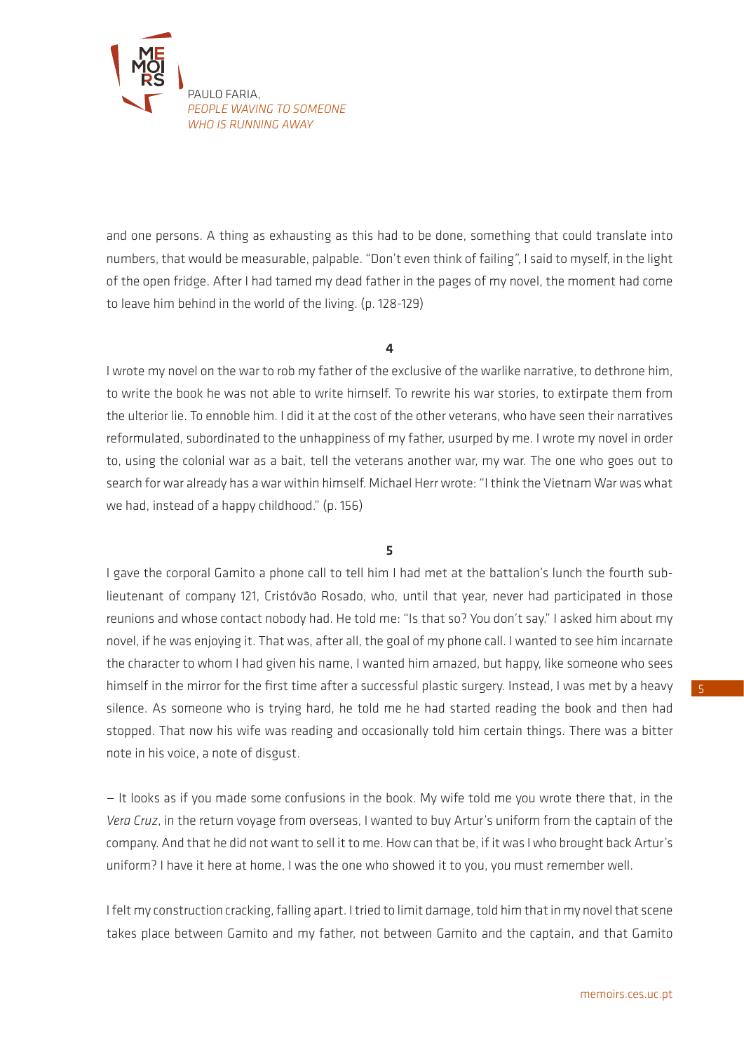and one persons. A thing as exhausting as this had to be done, something that could translate into numbers, that would be measurable, palpable. "Don't even think of failing", I said to myself, in the light of the open fridge. After I had tamed my dead father in the pages of my novel, the moment had come to leave him behind in the world of the living. (p. 128-129)

**4**

I wrote my novel on the war to rob my father of the exclusive of the warlike narrative, to dethrone him, to write the book he was not able to write himself. To rewrite his war stories, to extirpate them from the ulterior lie. To ennoble him. I did it at the cost of the other veterans, who have seen their narratives reformulated, subordinated to the unhappiness of my father, usurped by me. I wrote my novel in order to, using the colonial war as a bait, tell the veterans another war, my war. The one who goes out to search for war already has a war within himself. Michael Herr wrote: "I think the Vietnam War was what we had, instead of a happy childhood." (p. 156)

**5**

I gave the corporal Gamito a phone call to tell him I had met at the battalion's lunch the fourth sub-lieutenant of company 121, Cristóvão Rosado, who, until that year, never had participated in those reunions and whose contact nobody had. He told me: "Is that so? You don't say." I asked him about my novel, if he was enjoying it. That was, after all, the goal of my phone call. I wanted to see him incarnate the character to whom I had given his name, I wanted him amazed, but happy, like someone who sees himself in the mirror for the first time after a successful plastic surgery. Instead, I was met by a heavy silence. As someone who is trying hard, he told me he had started reading the book and then had stopped. That now his wife was reading and occasionally told him certain things. There was a bitter note in his voice, a note of disgust.

— It looks as if you made some confusions in the book. My wife told me you wrote there that, in the *Vera Cruz*, in the return voyage from overseas, I wanted to buy Artur's uniform from the captain of the company. And that he did not want to sell it to me. How can that be, if it was I who brought back Artur's uniform? I have it here at home, I was the one who showed it to you, you must remember well.

I felt my construction cracking, falling apart. I tried to limit damage, told him that in my novel that scene takes place between Gamito and my father, not between Gamito and the captain, and that Gamito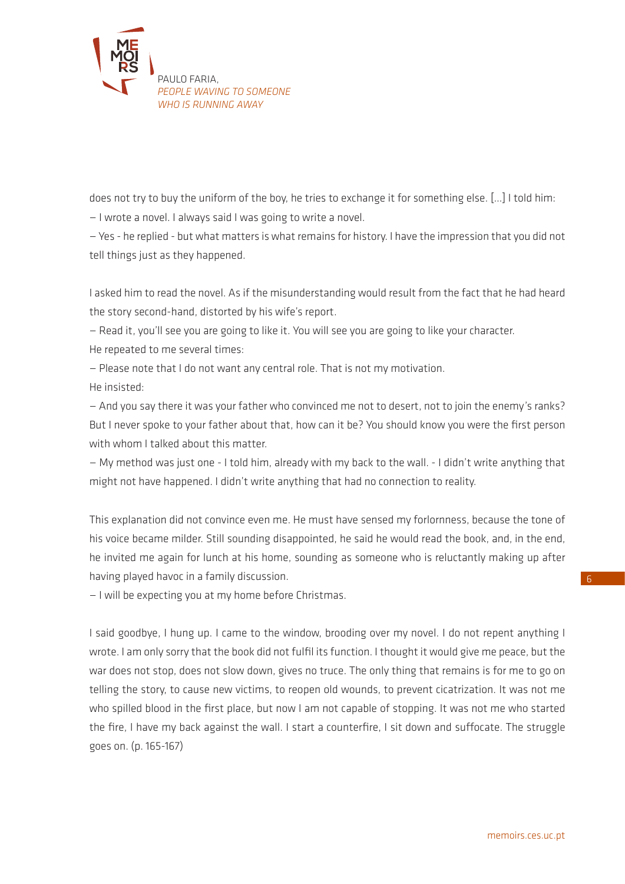does not try to buy the uniform of the boy, he tries to exchange it for something else. [...] I told him:

– I wrote a novel. I always said I was going to write a novel.

– Yes - he replied - but what matters is what remains for history. I have the impression that you did not tell things just as they happened.

I asked him to read the novel. As if the misunderstanding would result from the fact that he had heard the story second-hand, distorted by his wife's report.

– Read it, you'll see you are going to like it. You will see you are going to like your character.

He repeated to me several times:

– Please note that I do not want any central role. That is not my motivation.

He insisted:

– And you say there it was your father who convinced me not to desert, not to join the enemy's ranks? But I never spoke to your father about that, how can it be? You should know you were the first person with whom I talked about this matter.

– My method was just one - I told him, already with my back to the wall. - I didn't write anything that might not have happened. I didn't write anything that had no connection to reality.

This explanation did not convince even me. He must have sensed my forlornness, because the tone of his voice became milder. Still sounding disappointed, he said he would read the book, and, in the end, he invited me again for lunch at his home, sounding as someone who is reluctantly making up after having played havoc in a family discussion.

– I will be expecting you at my home before Christmas.

I said goodbye, I hung up. I came to the window, brooding over my novel. I do not repent anything I wrote. I am only sorry that the book did not fulfil its function. I thought it would give me peace, but the war does not stop, does not slow down, gives no truce. The only thing that remains is for me to go on telling the story, to cause new victims, to reopen old wounds, to prevent cicatrization. It was not me who spilled blood in the first place, but now I am not capable of stopping. It was not me who started the fire, I have my back against the wall. I start a counterfire, I sit down and suffocate. The struggle goes on. (p. 165-167)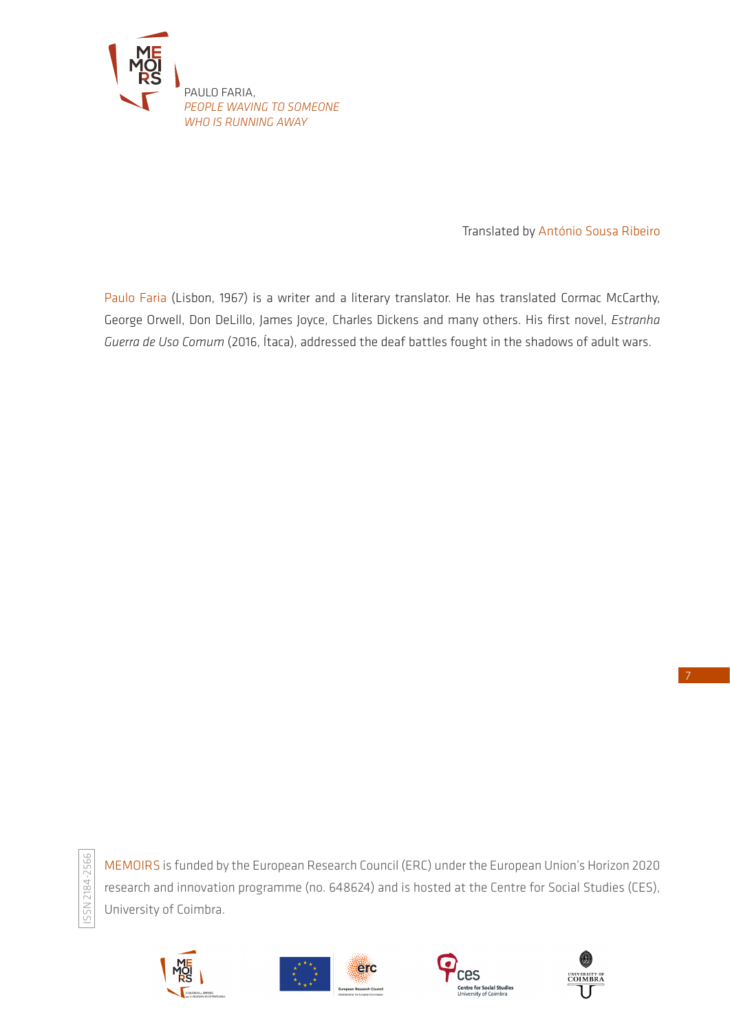Translated by António Sousa Ribeiro

Paulo Faria (Lisbon, 1967) is a writer and a literary translator. He has translated Cormac McCarthy, George Orwell, Don DeLillo, James Joyce, Charles Dickens and many others. His first novel, *Estranha Guerra de Uso Comum* (2016, Ítaca), addressed the deaf battles fought in the shadows of adult wars.

ISSN 2184-2566

MEMOIRS is funded by the European Research Council (ERC) under the European Union's Horizon 2020 research and innovation programme (no. 648624) and is hosted at the Centre for Social Studies (CES), University of Coimbra.